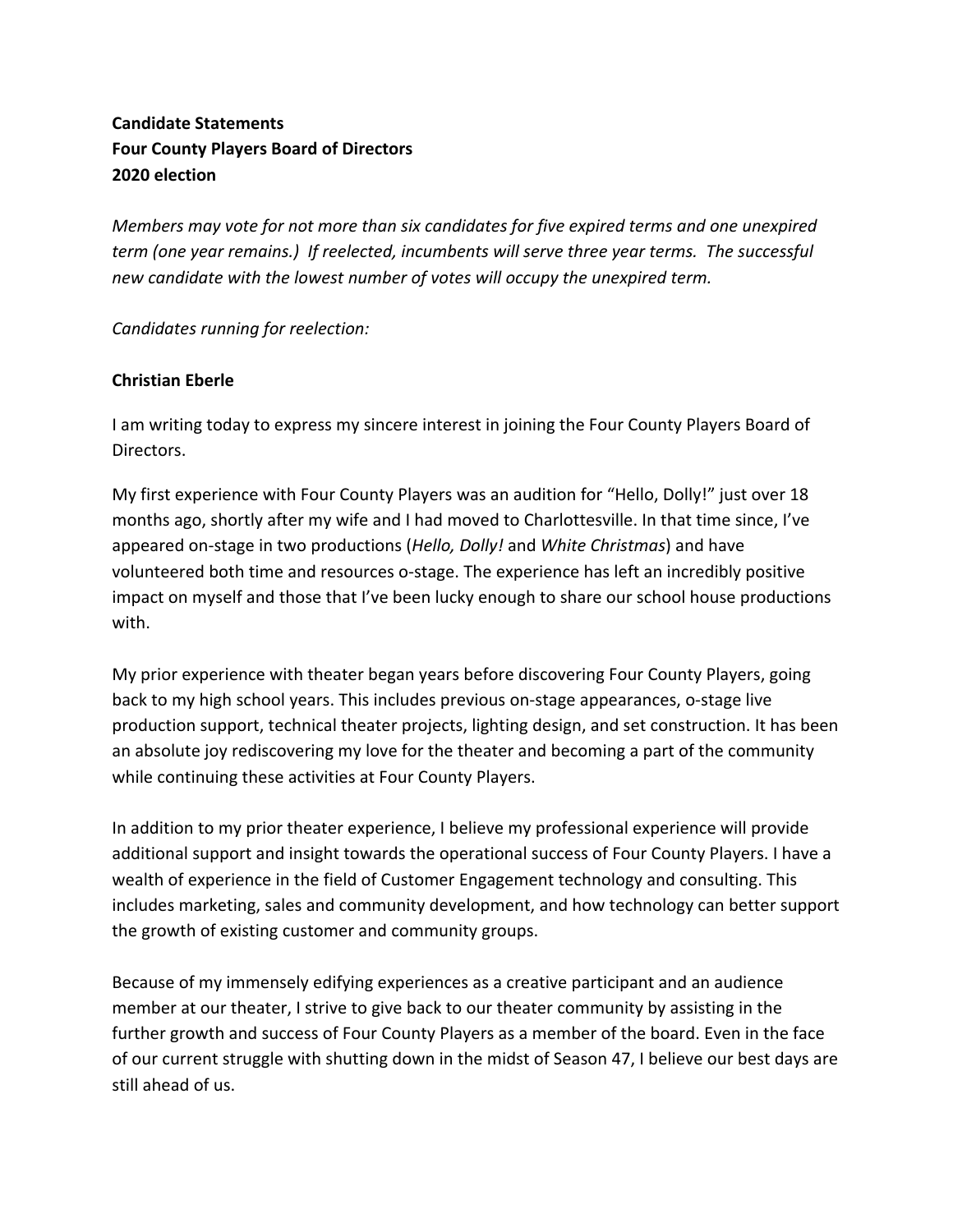**Candidate Statements**
**Four County Players Board of Directors**
**2020 election**

*Members may vote for not more than six candidates for five expired terms and one unexpired term (one year remains.) If reelected, incumbents will serve three year terms. The successful new candidate with the lowest number of votes will occupy the unexpired term.*

*Candidates running for reelection:*

**Christian Eberle**

I am writing today to express my sincere interest in joining the Four County Players Board of Directors.

My first experience with Four County Players was an audition for "Hello, Dolly!" just over 18 months ago, shortly after my wife and I had moved to Charlottesville. In that time since, I've appeared on-stage in two productions (*Hello, Dolly!* and *White Christmas*) and have volunteered both time and resources o-stage. The experience has left an incredibly positive impact on myself and those that I've been lucky enough to share our school house productions with.

My prior experience with theater began years before discovering Four County Players, going back to my high school years. This includes previous on-stage appearances, o-stage live production support, technical theater projects, lighting design, and set construction. It has been an absolute joy rediscovering my love for the theater and becoming a part of the community while continuing these activities at Four County Players.

In addition to my prior theater experience, I believe my professional experience will provide additional support and insight towards the operational success of Four County Players. I have a wealth of experience in the field of Customer Engagement technology and consulting. This includes marketing, sales and community development, and how technology can better support the growth of existing customer and community groups.

Because of my immensely edifying experiences as a creative participant and an audience member at our theater, I strive to give back to our theater community by assisting in the further growth and success of Four County Players as a member of the board. Even in the face of our current struggle with shutting down in the midst of Season 47, I believe our best days are still ahead of us.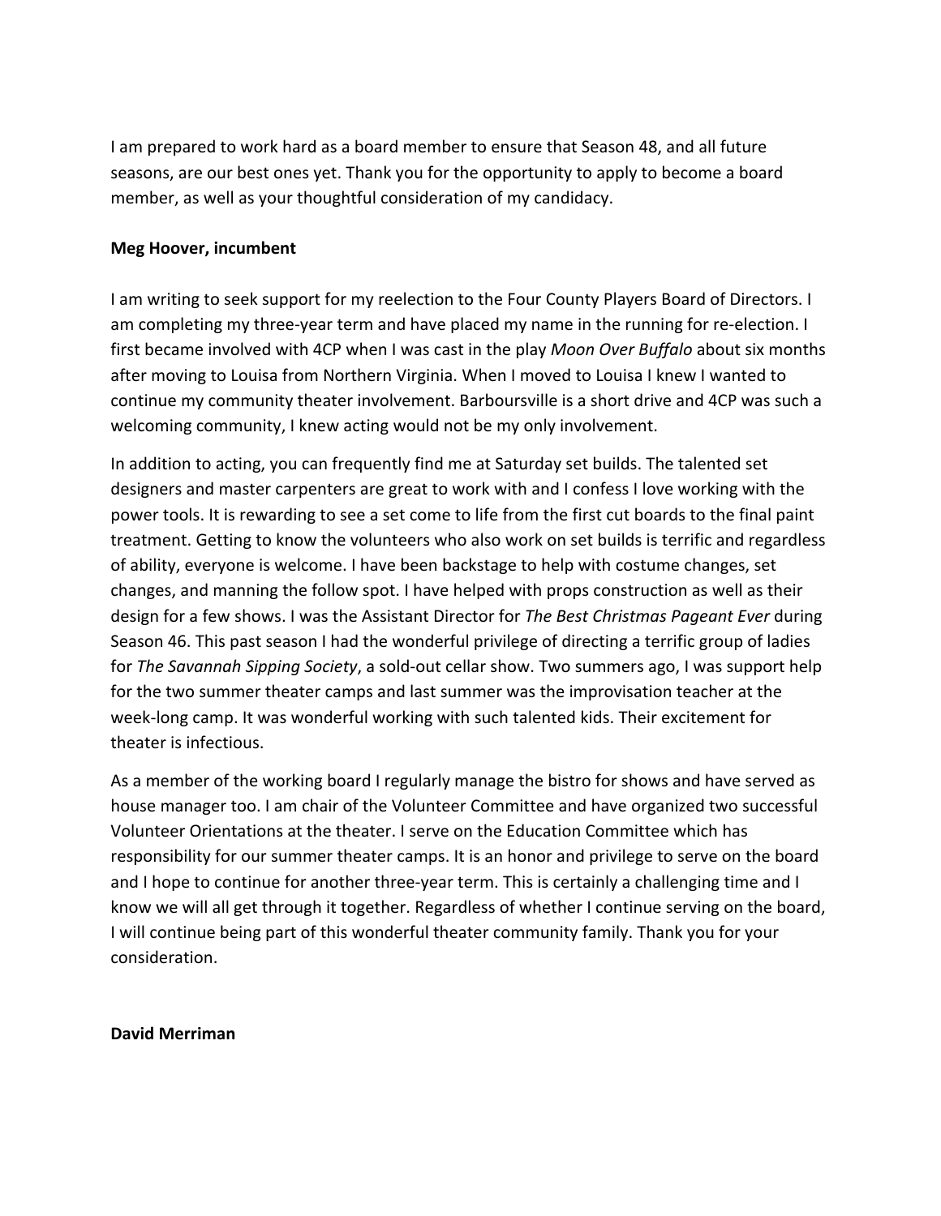I am prepared to work hard as a board member to ensure that Season 48, and all future seasons, are our best ones yet. Thank you for the opportunity to apply to become a board member, as well as your thoughtful consideration of my candidacy.

**Meg Hoover, incumbent**

I am writing to seek support for my reelection to the Four County Players Board of Directors. I am completing my three-year term and have placed my name in the running for re-election. I first became involved with 4CP when I was cast in the play *Moon Over Buffalo* about six months after moving to Louisa from Northern Virginia. When I moved to Louisa I knew I wanted to continue my community theater involvement. Barboursville is a short drive and 4CP was such a welcoming community, I knew acting would not be my only involvement.

In addition to acting, you can frequently find me at Saturday set builds. The talented set designers and master carpenters are great to work with and I confess I love working with the power tools. It is rewarding to see a set come to life from the first cut boards to the final paint treatment. Getting to know the volunteers who also work on set builds is terrific and regardless of ability, everyone is welcome. I have been backstage to help with costume changes, set changes, and manning the follow spot. I have helped with props construction as well as their design for a few shows. I was the Assistant Director for *The Best Christmas Pageant Ever* during Season 46. This past season I had the wonderful privilege of directing a terrific group of ladies for *The Savannah Sipping Society*, a sold-out cellar show. Two summers ago, I was support help for the two summer theater camps and last summer was the improvisation teacher at the week-long camp. It was wonderful working with such talented kids. Their excitement for theater is infectious.

As a member of the working board I regularly manage the bistro for shows and have served as house manager too. I am chair of the Volunteer Committee and have organized two successful Volunteer Orientations at the theater. I serve on the Education Committee which has responsibility for our summer theater camps. It is an honor and privilege to serve on the board and I hope to continue for another three-year term. This is certainly a challenging time and I know we will all get through it together. Regardless of whether I continue serving on the board, I will continue being part of this wonderful theater community family. Thank you for your consideration.

**David Merriman**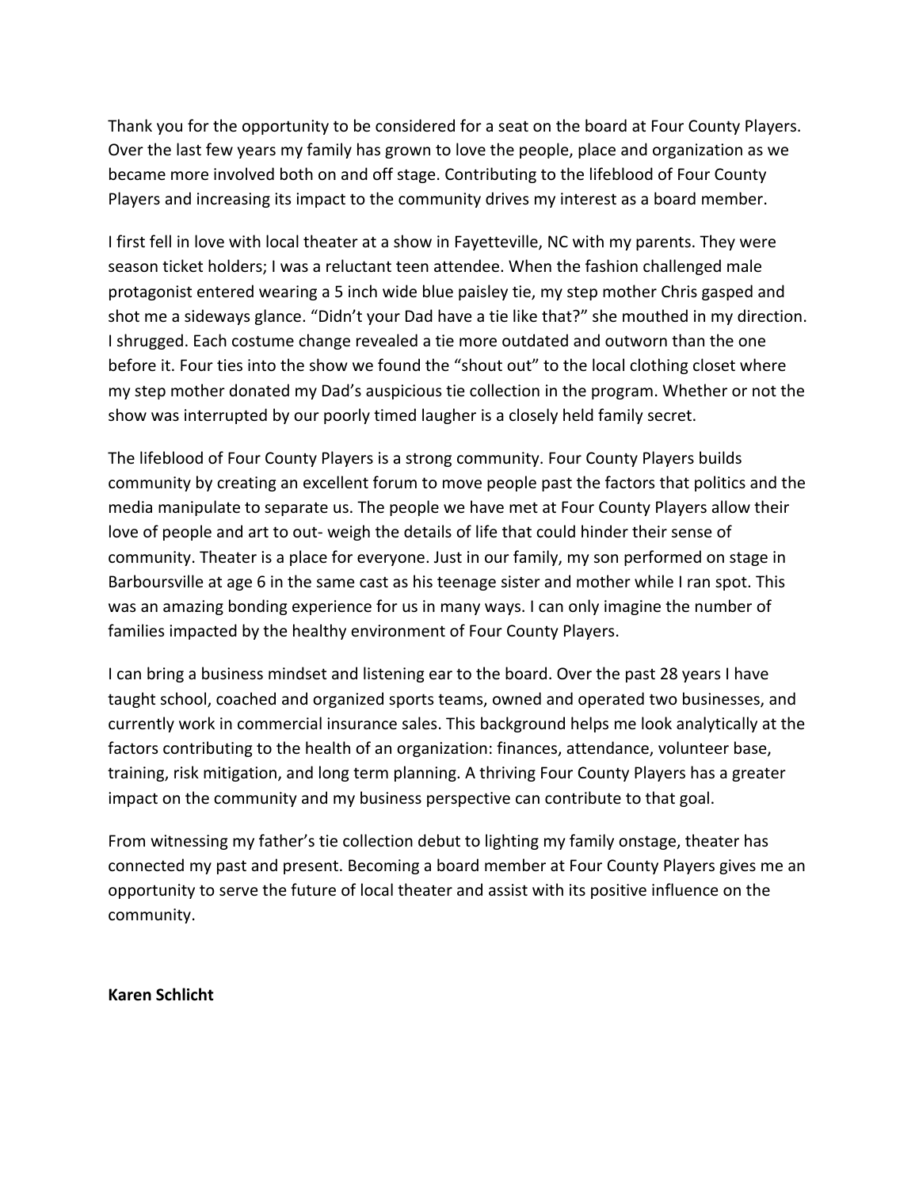Thank you for the opportunity to be considered for a seat on the board at Four County Players. Over the last few years my family has grown to love the people, place and organization as we became more involved both on and off stage. Contributing to the lifeblood of Four County Players and increasing its impact to the community drives my interest as a board member.

I first fell in love with local theater at a show in Fayetteville, NC with my parents. They were season ticket holders; I was a reluctant teen attendee. When the fashion challenged male protagonist entered wearing a 5 inch wide blue paisley tie, my step mother Chris gasped and shot me a sideways glance. "Didn't your Dad have a tie like that?" she mouthed in my direction. I shrugged. Each costume change revealed a tie more outdated and outworn than the one before it. Four ties into the show we found the "shout out" to the local clothing closet where my step mother donated my Dad's auspicious tie collection in the program. Whether or not the show was interrupted by our poorly timed laughter is a closely held family secret.

The lifeblood of Four County Players is a strong community. Four County Players builds community by creating an excellent forum to move people past the factors that politics and the media manipulate to separate us. The people we have met at Four County Players allow their love of people and art to out- weigh the details of life that could hinder their sense of community. Theater is a place for everyone. Just in our family, my son performed on stage in Barboursville at age 6 in the same cast as his teenage sister and mother while I ran spot. This was an amazing bonding experience for us in many ways. I can only imagine the number of families impacted by the healthy environment of Four County Players.

I can bring a business mindset and listening ear to the board. Over the past 28 years I have taught school, coached and organized sports teams, owned and operated two businesses, and currently work in commercial insurance sales. This background helps me look analytically at the factors contributing to the health of an organization: finances, attendance, volunteer base, training, risk mitigation, and long term planning. A thriving Four County Players has a greater impact on the community and my business perspective can contribute to that goal.

From witnessing my father's tie collection debut to lighting my family onstage, theater has connected my past and present. Becoming a board member at Four County Players gives me an opportunity to serve the future of local theater and assist with its positive influence on the community.

**Karen Schlicht**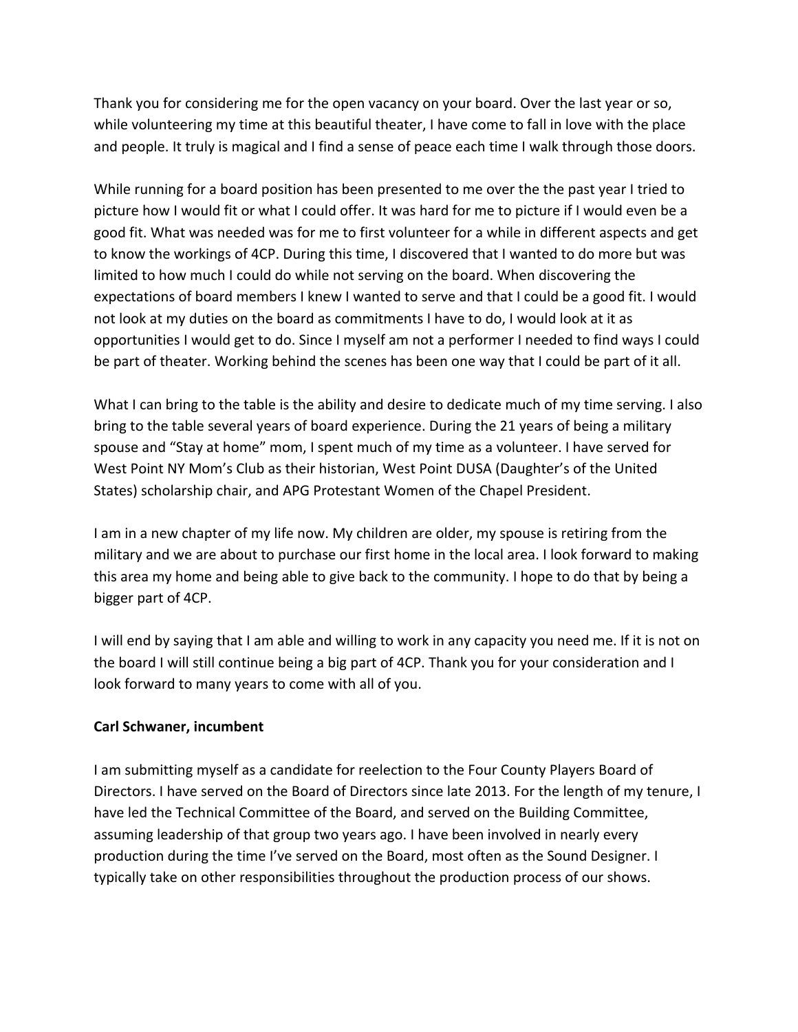Thank you for considering me for the open vacancy on your board. Over the last year or so, while volunteering my time at this beautiful theater, I have come to fall in love with the place and people. It truly is magical and I find a sense of peace each time I walk through those doors.

While running for a board position has been presented to me over the the past year I tried to picture how I would fit or what I could offer. It was hard for me to picture if I would even be a good fit. What was needed was for me to first volunteer for a while in different aspects and get to know the workings of 4CP. During this time, I discovered that I wanted to do more but was limited to how much I could do while not serving on the board. When discovering the expectations of board members I knew I wanted to serve and that I could be a good fit. I would not look at my duties on the board as commitments I have to do, I would look at it as opportunities I would get to do. Since I myself am not a performer I needed to find ways I could be part of theater. Working behind the scenes has been one way that I could be part of it all.

What I can bring to the table is the ability and desire to dedicate much of my time serving. I also bring to the table several years of board experience. During the 21 years of being a military spouse and "Stay at home" mom, I spent much of my time as a volunteer. I have served for West Point NY Mom's Club as their historian, West Point DUSA (Daughter's of the United States) scholarship chair, and APG Protestant Women of the Chapel President.

I am in a new chapter of my life now. My children are older, my spouse is retiring from the military and we are about to purchase our first home in the local area. I look forward to making this area my home and being able to give back to the community. I hope to do that by being a bigger part of 4CP.

I will end by saying that I am able and willing to work in any capacity you need me. If it is not on the board I will still continue being a big part of 4CP. Thank you for your consideration and I look forward to many years to come with all of you.

**Carl Schwaner, incumbent**

I am submitting myself as a candidate for reelection to the Four County Players Board of Directors. I have served on the Board of Directors since late 2013. For the length of my tenure, I have led the Technical Committee of the Board, and served on the Building Committee, assuming leadership of that group two years ago. I have been involved in nearly every production during the time I've served on the Board, most often as the Sound Designer. I typically take on other responsibilities throughout the production process of our shows.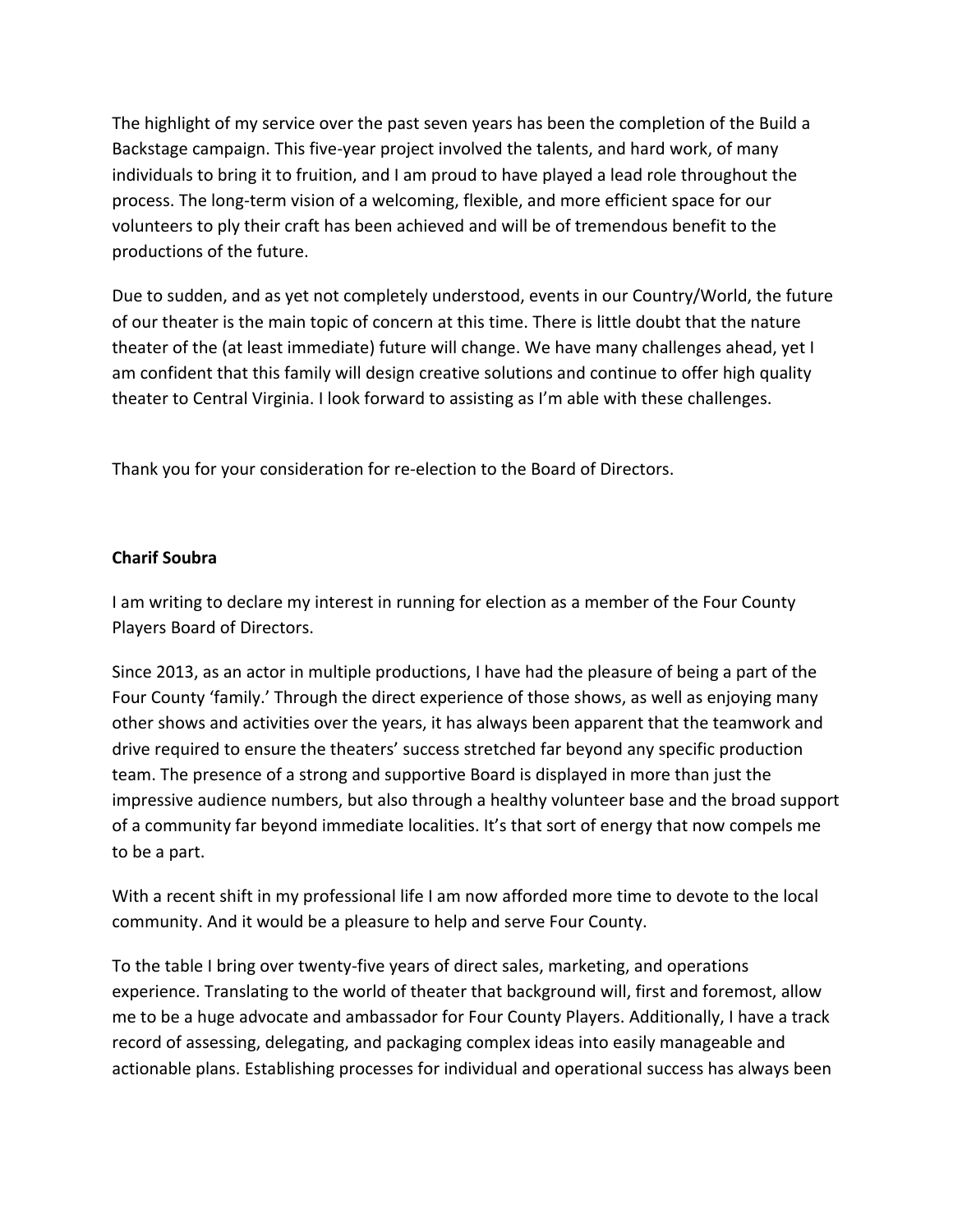The highlight of my service over the past seven years has been the completion of the Build a Backstage campaign. This five-year project involved the talents, and hard work, of many individuals to bring it to fruition, and I am proud to have played a lead role throughout the process. The long-term vision of a welcoming, flexible, and more efficient space for our volunteers to ply their craft has been achieved and will be of tremendous benefit to the productions of the future.

Due to sudden, and as yet not completely understood, events in our Country/World, the future of our theater is the main topic of concern at this time. There is little doubt that the nature theater of the (at least immediate) future will change. We have many challenges ahead, yet I am confident that this family will design creative solutions and continue to offer high quality theater to Central Virginia. I look forward to assisting as I'm able with these challenges.

Thank you for your consideration for re-election to the Board of Directors.

**Charif Soubra**

I am writing to declare my interest in running for election as a member of the Four County Players Board of Directors.

Since 2013, as an actor in multiple productions, I have had the pleasure of being a part of the Four County 'family.' Through the direct experience of those shows, as well as enjoying many other shows and activities over the years, it has always been apparent that the teamwork and drive required to ensure the theaters' success stretched far beyond any specific production team. The presence of a strong and supportive Board is displayed in more than just the impressive audience numbers, but also through a healthy volunteer base and the broad support of a community far beyond immediate localities. It's that sort of energy that now compels me to be a part.

With a recent shift in my professional life I am now afforded more time to devote to the local community. And it would be a pleasure to help and serve Four County.

To the table I bring over twenty-five years of direct sales, marketing, and operations experience. Translating to the world of theater that background will, first and foremost, allow me to be a huge advocate and ambassador for Four County Players. Additionally, I have a track record of assessing, delegating, and packaging complex ideas into easily manageable and actionable plans. Establishing processes for individual and operational success has always been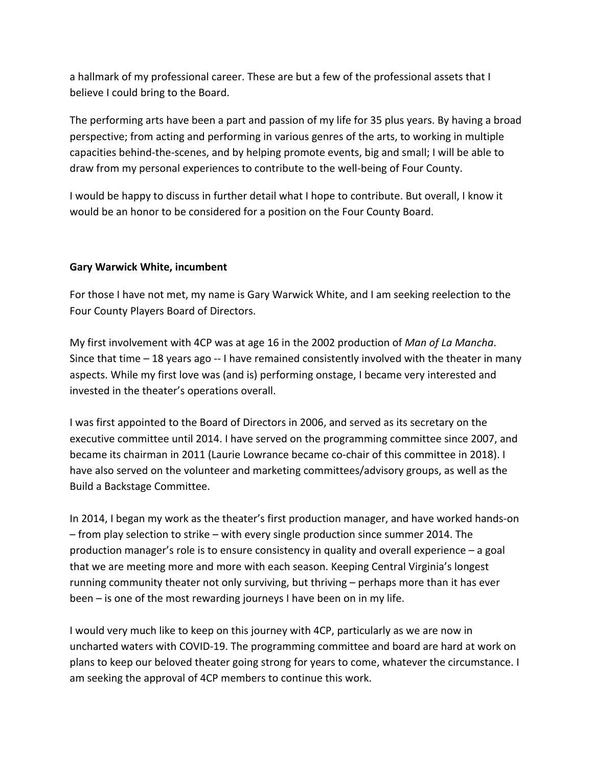a hallmark of my professional career. These are but a few of the professional assets that I believe I could bring to the Board.

The performing arts have been a part and passion of my life for 35 plus years. By having a broad perspective; from acting and performing in various genres of the arts, to working in multiple capacities behind-the-scenes, and by helping promote events, big and small; I will be able to draw from my personal experiences to contribute to the well-being of Four County.

I would be happy to discuss in further detail what I hope to contribute. But overall, I know it would be an honor to be considered for a position on the Four County Board.

**Gary Warwick White, incumbent**

For those I have not met, my name is Gary Warwick White, and I am seeking reelection to the Four County Players Board of Directors.

My first involvement with 4CP was at age 16 in the 2002 production of *Man of La Mancha*. Since that time – 18 years ago -- I have remained consistently involved with the theater in many aspects. While my first love was (and is) performing onstage, I became very interested and invested in the theater's operations overall.

I was first appointed to the Board of Directors in 2006, and served as its secretary on the executive committee until 2014. I have served on the programming committee since 2007, and became its chairman in 2011 (Laurie Lowrance became co-chair of this committee in 2018). I have also served on the volunteer and marketing committees/advisory groups, as well as the Build a Backstage Committee.

In 2014, I began my work as the theater's first production manager, and have worked hands-on – from play selection to strike – with every single production since summer 2014. The production manager's role is to ensure consistency in quality and overall experience – a goal that we are meeting more and more with each season. Keeping Central Virginia's longest running community theater not only surviving, but thriving – perhaps more than it has ever been – is one of the most rewarding journeys I have been on in my life.

I would very much like to keep on this journey with 4CP, particularly as we are now in uncharted waters with COVID-19. The programming committee and board are hard at work on plans to keep our beloved theater going strong for years to come, whatever the circumstance. I am seeking the approval of 4CP members to continue this work.